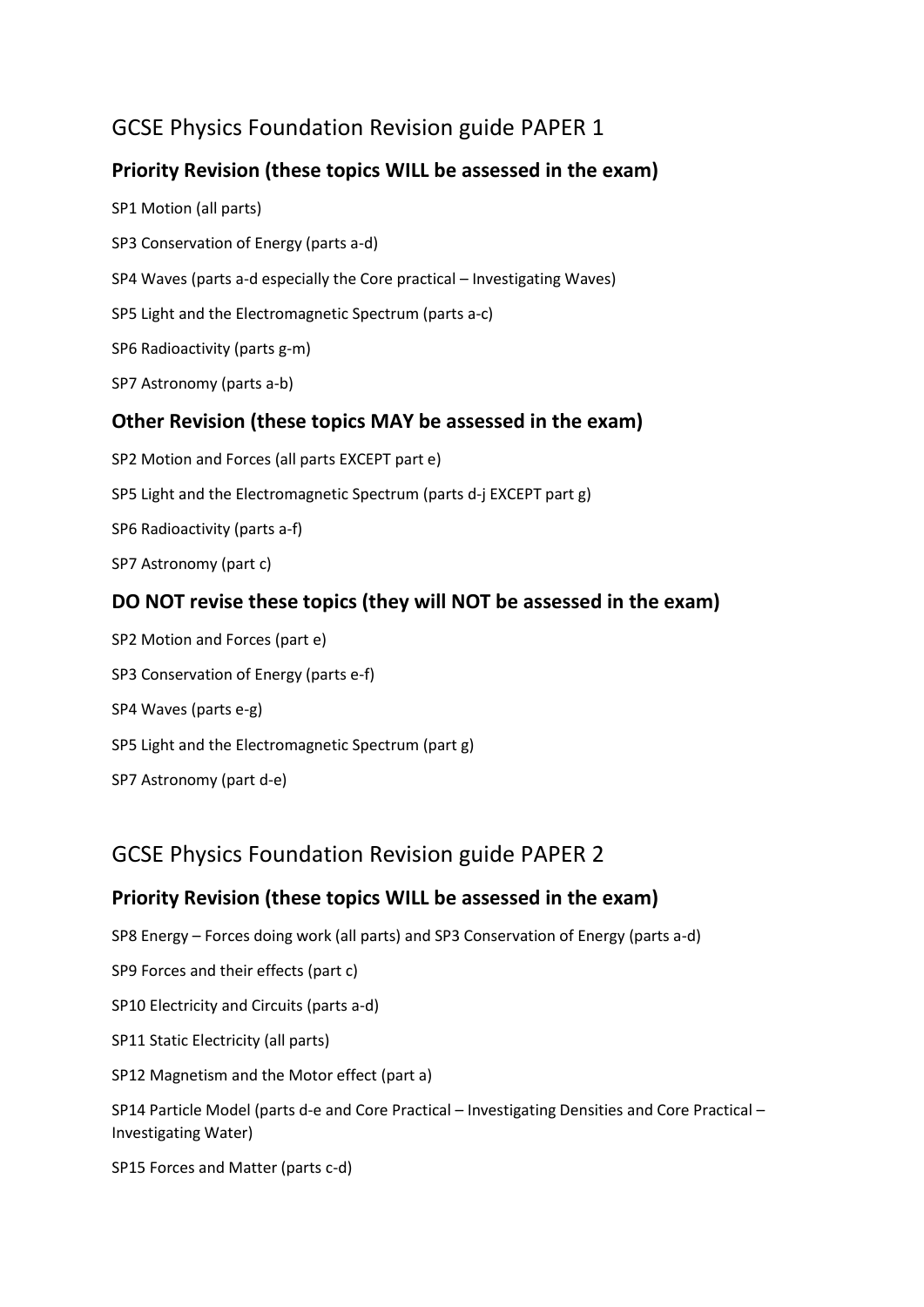# GCSE Physics Foundation Revision guide PAPER 1

## Priority Revision (these topics WILL be assessed in the exam)

SP1 Motion (all parts)

SP3 Conservation of Energy (parts a-d)

SP4 Waves (parts a-d especially the Core practical – Investigating Waves)

SP5 Light and the Electromagnetic Spectrum (parts a-c)

SP6 Radioactivity (parts g-m)

SP7 Astronomy (parts a-b)

## Other Revision (these topics MAY be assessed in the exam)

SP2 Motion and Forces (all parts EXCEPT part e)

SP5 Light and the Electromagnetic Spectrum (parts d-j EXCEPT part g)

SP6 Radioactivity (parts a-f)

SP7 Astronomy (part c)

## DO NOT revise these topics (they will NOT be assessed in the exam)

SP2 Motion and Forces (part e)

SP3 Conservation of Energy (parts e-f)

SP4 Waves (parts e-g)

SP5 Light and the Electromagnetic Spectrum (part g)

SP7 Astronomy (part d-e)

# GCSE Physics Foundation Revision guide PAPER 2

## Priority Revision (these topics WILL be assessed in the exam)

SP8 Energy – Forces doing work (all parts) and SP3 Conservation of Energy (parts a-d)

SP9 Forces and their effects (part c)

SP10 Electricity and Circuits (parts a-d)

SP11 Static Electricity (all parts)

SP12 Magnetism and the Motor effect (part a)

SP14 Particle Model (parts d-e and Core Practical – Investigating Densities and Core Practical – Investigating Water)

SP15 Forces and Matter (parts c-d)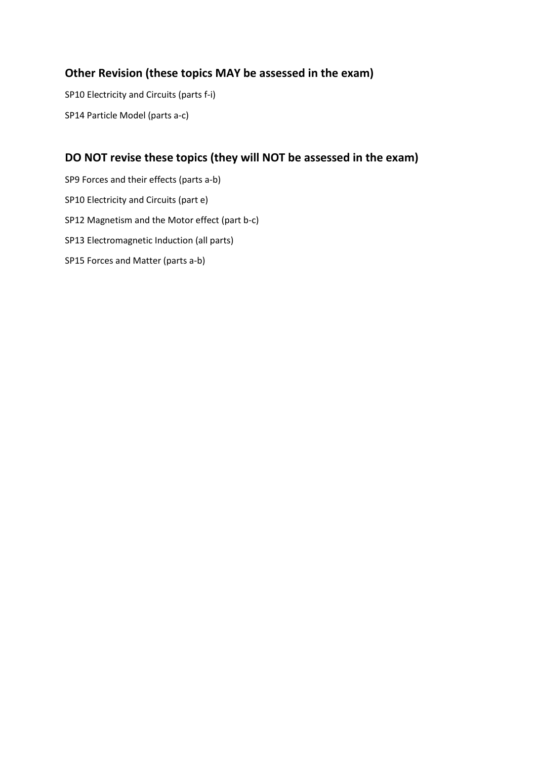## Other Revision (these topics MAY be assessed in the exam)

SP10 Electricity and Circuits (parts f-i)

SP14 Particle Model (parts a-c)

## DO NOT revise these topics (they will NOT be assessed in the exam)

SP9 Forces and their effects (parts a-b)

SP10 Electricity and Circuits (part e)

SP12 Magnetism and the Motor effect (part b-c)

SP13 Electromagnetic Induction (all parts)

SP15 Forces and Matter (parts a-b)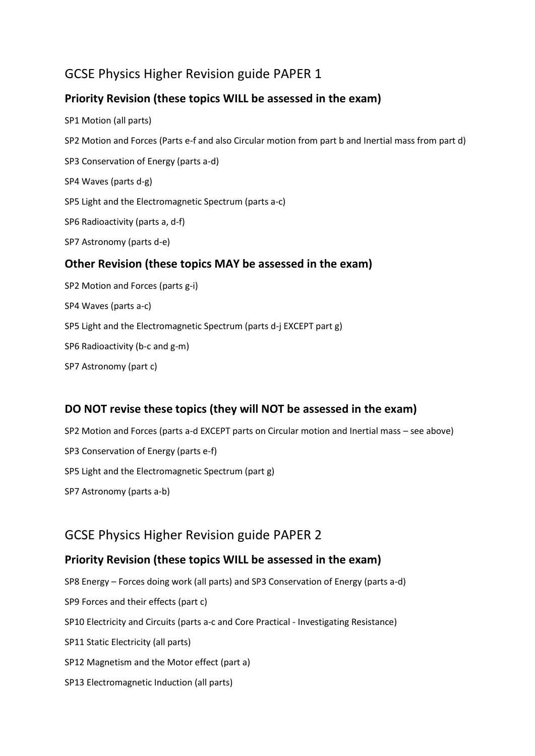# GCSE Physics Higher Revision guide PAPER 1

## Priority Revision (these topics WILL be assessed in the exam)

SP1 Motion (all parts)

SP2 Motion and Forces (Parts e-f and also Circular motion from part b and Inertial mass from part d)

SP3 Conservation of Energy (parts a-d)

SP4 Waves (parts d-g)

SP5 Light and the Electromagnetic Spectrum (parts a-c)

SP6 Radioactivity (parts a, d-f)

SP7 Astronomy (parts d-e)

## Other Revision (these topics MAY be assessed in the exam)

SP2 Motion and Forces (parts g-i)

SP4 Waves (parts a-c)

SP5 Light and the Electromagnetic Spectrum (parts d-j EXCEPT part g)

SP6 Radioactivity (b-c and g-m)

SP7 Astronomy (part c)

## DO NOT revise these topics (they will NOT be assessed in the exam)

SP2 Motion and Forces (parts a-d EXCEPT parts on Circular motion and Inertial mass – see above)

SP3 Conservation of Energy (parts e-f)

SP5 Light and the Electromagnetic Spectrum (part g)

SP7 Astronomy (parts a-b)

# GCSE Physics Higher Revision guide PAPER 2

## Priority Revision (these topics WILL be assessed in the exam)

SP8 Energy – Forces doing work (all parts) and SP3 Conservation of Energy (parts a-d)

SP9 Forces and their effects (part c)

SP10 Electricity and Circuits (parts a-c and Core Practical - Investigating Resistance)

SP11 Static Electricity (all parts)

SP12 Magnetism and the Motor effect (part a)

SP13 Electromagnetic Induction (all parts)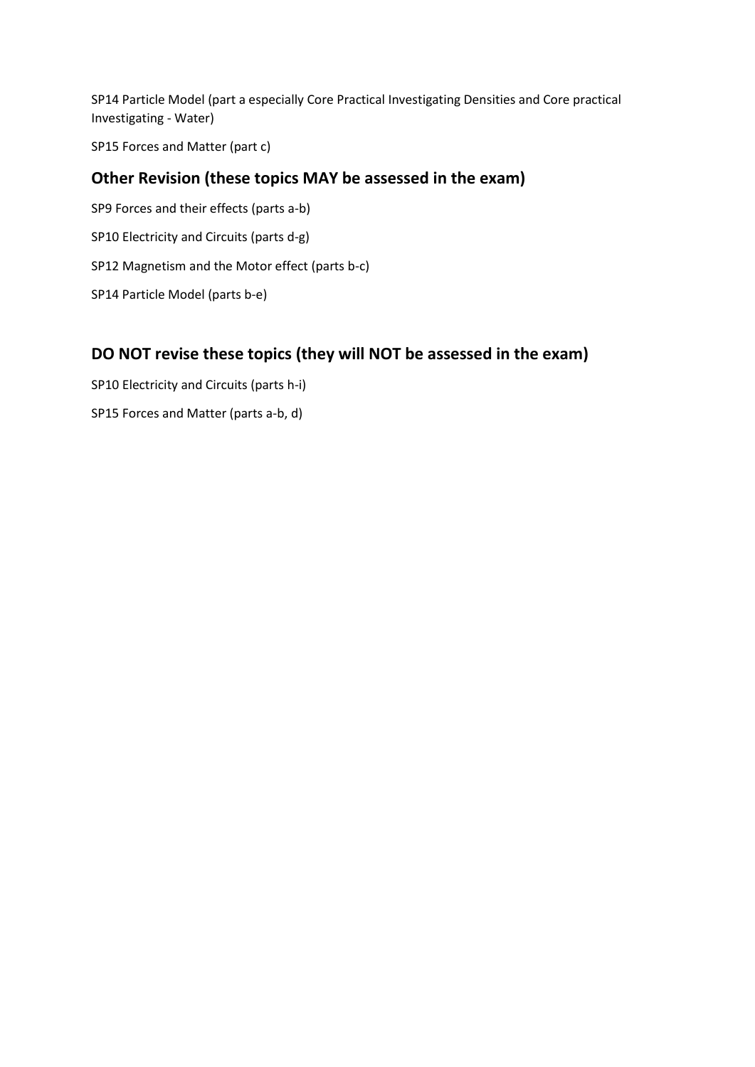SP14 Particle Model (part a especially Core Practical Investigating Densities and Core practical Investigating - Water)

SP15 Forces and Matter (part c)

## Other Revision (these topics MAY be assessed in the exam)

SP9 Forces and their effects (parts a-b)

SP10 Electricity and Circuits (parts d-g)

SP12 Magnetism and the Motor effect (parts b-c)

SP14 Particle Model (parts b-e)

## DO NOT revise these topics (they will NOT be assessed in the exam)

SP10 Electricity and Circuits (parts h-i)

SP15 Forces and Matter (parts a-b, d)